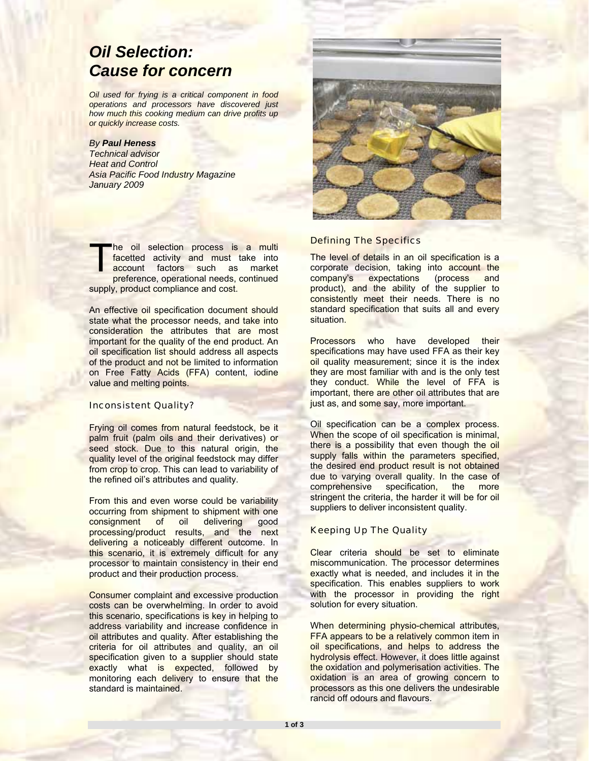# *Oil Selection: Cause for concern*

*Oil used for frying is a critical component in food operations and processors have discovered just how much this cooking medium can drive profits up or quickly increase costs.*

*By* ***Paul Heness***
*Technical advisor*
*Heat and Control*
*Asia Pacific Food Industry Magazine*
*January 2009*

The oil selection process is a multi facetted activity and must take into account factors such as market preference, operational needs, continued supply, product compliance and cost.

An effective oil specification document should state what the processor needs, and take into consideration the attributes that are most important for the quality of the end product. An oil specification list should address all aspects of the product and not be limited to information on Free Fatty Acids (FFA) content, iodine value and melting points.

## Inconsistent Quality?

Frying oil comes from natural feedstock, be it palm fruit (palm oils and their derivatives) or seed stock. Due to this natural origin, the quality level of the original feedstock may differ from crop to crop. This can lead to variability of the refined oil's attributes and quality.

From this and even worse could be variability occurring from shipment to shipment with one consignment of oil delivering good processing/product results, and the next delivering a noticeably different outcome. In this scenario, it is extremely difficult for any processor to maintain consistency in their end product and their production process.

Consumer complaint and excessive production costs can be overwhelming. In order to avoid this scenario, specifications is key in helping to address variability and increase confidence in oil attributes and quality. After establishing the criteria for oil attributes and quality, an oil specification given to a supplier should state exactly what is expected, followed by monitoring each delivery to ensure that the standard is maintained.

## Defining The Specifics

The level of details in an oil specification is a corporate decision, taking into account the company's expectations (process and product), and the ability of the supplier to consistently meet their needs. There is no standard specification that suits all and every situation.

Processors who have developed their specifications may have used FFA as their key oil quality measurement; since it is the index they are most familiar with and is the only test they conduct. While the level of FFA is important, there are other oil attributes that are just as, and some say, more important.

Oil specification can be a complex process. When the scope of oil specification is minimal, there is a possibility that even though the oil supply falls within the parameters specified, the desired end product result is not obtained due to varying overall quality. In the case of comprehensive specification, the more stringent the criteria, the harder it will be for oil suppliers to deliver inconsistent quality.

## Keeping Up The Quality

Clear criteria should be set to eliminate miscommunication. The processor determines exactly what is needed, and includes it in the specification. This enables suppliers to work with the processor in providing the right solution for every situation.

When determining physio-chemical attributes, FFA appears to be a relatively common item in oil specifications, and helps to address the hydrolysis effect. However, it does little against the oxidation and polymerisation activities. The oxidation is an area of growing concern to processors as this one delivers the undesirable rancid off odours and flavours.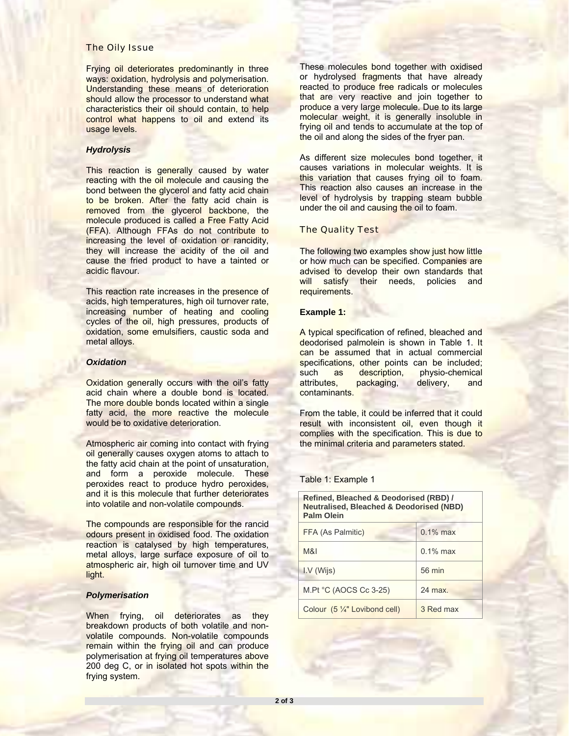## The Oily Issue

Frying oil deteriorates predominantly in three ways: oxidation, hydrolysis and polymerisation. Understanding these means of deterioration should allow the processor to understand what characteristics their oil should contain, to help control what happens to oil and extend its usage levels.

### *Hydrolysis*

This reaction is generally caused by water reacting with the oil molecule and causing the bond between the glycerol and fatty acid chain to be broken. After the fatty acid chain is removed from the glycerol backbone, the molecule produced is called a Free Fatty Acid (FFA). Although FFAs do not contribute to increasing the level of oxidation or rancidity, they will increase the acidity of the oil and cause the fried product to have a tainted or acidic flavour.

This reaction rate increases in the presence of acids, high temperatures, high oil turnover rate, increasing number of heating and cooling cycles of the oil, high pressures, products of oxidation, some emulsifiers, caustic soda and metal alloys.

### *Oxidation*

Oxidation generally occurs with the oil's fatty acid chain where a double bond is located. The more double bonds located within a single fatty acid, the more reactive the molecule would be to oxidative deterioration.

Atmospheric air coming into contact with frying oil generally causes oxygen atoms to attach to the fatty acid chain at the point of unsaturation, and form a peroxide molecule. These peroxides react to produce hydro peroxides, and it is this molecule that further deteriorates into volatile and non-volatile compounds.

The compounds are responsible for the rancid odours present in oxidised food. The oxidation reaction is catalysed by high temperatures, metal alloys, large surface exposure of oil to atmospheric air, high oil turnover time and UV light.

### *Polymerisation*

When frying, oil deteriorates as they breakdown products of both volatile and non-volatile compounds. Non-volatile compounds remain within the frying oil and can produce polymerisation at frying oil temperatures above 200 deg C, or in isolated hot spots within the frying system.

These molecules bond together with oxidised or hydrolysed fragments that have already reacted to produce free radicals or molecules that are very reactive and join together to produce a very large molecule. Due to its large molecular weight, it is generally insoluble in frying oil and tends to accumulate at the top of the oil and along the sides of the fryer pan.

As different size molecules bond together, it causes variations in molecular weights. It is this variation that causes frying oil to foam. This reaction also causes an increase in the level of hydrolysis by trapping steam bubble under the oil and causing the oil to foam.

## The Quality Test

The following two examples show just how little or how much can be specified. Companies are advised to develop their own standards that will satisfy their needs, policies and requirements.

**Example 1:**

A typical specification of refined, bleached and deodorised palmolein is shown in Table 1. It can be assumed that in actual commercial specifications, other points can be included; such as description, physio-chemical attributes, packaging, delivery, and contaminants.

From the table, it could be inferred that it could result with inconsistent oil, even though it complies with the specification. This is due to the minimal criteria and parameters stated.

Table 1: Example 1

| Refined, Bleached & Deodorised (RBD) / Neutralised, Bleached & Deodorised (NBD) Palm Olein | |
|---|---|
| FFA (As Palmitic) | 0.1% max |
| M&I | 0.1% max |
| I.V (Wijs) | 56 min |
| M.Pt °C (AOCS Cc 3-25) | 24 max. |
| Colour (5 ¼" Lovibond cell) | 3 Red max |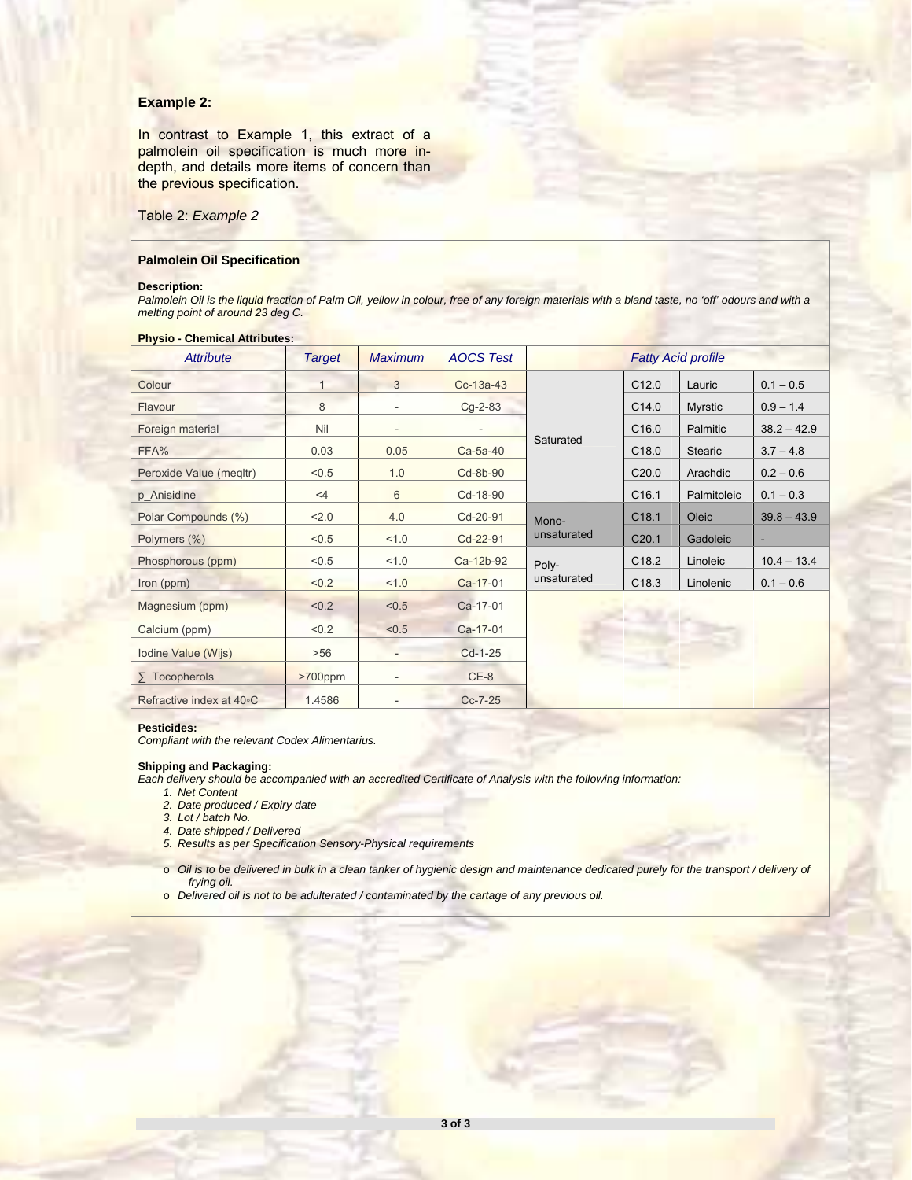**Example 2:**

In contrast to Example 1, this extract of a palmolein oil specification is much more in-depth, and details more items of concern than the previous specification.

Table 2: *Example 2*

**Palmolein Oil Specification**

**Description:**
*Palmolein Oil is the liquid fraction of Palm Oil, yellow in colour, free of any foreign materials with a bland taste, no 'off' odours and with a melting point of around 23 deg C.*

**Physio - Chemical Attributes:**

| *Attribute* | *Target* | *Maximum* | *AOCS Test* | *Fatty Acid profile* | | | |
|---|---|---|---|---|---|---|---|
| Colour | 1 | 3 | Cc-13a-43 | Saturated | C12.0 | Lauric | 0.1 – 0.5 |
| Flavour | 8 | - | Cg-2-83 | | C14.0 | Myrstic | 0.9 – 1.4 |
| Foreign material | Nil | - | - | | C16.0 | Palmitic | 38.2 – 42.9 |
| FFA% | 0.03 | 0.05 | Ca-5a-40 | | C18.0 | Stearic | 3.7 – 4.8 |
| Peroxide Value (meqltr) | <0.5 | 1.0 | Cd-8b-90 | | C20.0 | Arachdic | 0.2 – 0.6 |
| p_Anisidine | <4 | 6 | Cd-18-90 | | C16.1 | Palmitoleic | 0.1 – 0.3 |
| Polar Compounds (%) | <2.0 | 4.0 | Cd-20-91 | Mono-unsaturated | C18.1 | Oleic | 39.8 – 43.9 |
| Polymers (%) | <0.5 | <1.0 | Cd-22-91 | | C20.1 | Gadoleic | - |
| Phosphorous (ppm) | <0.5 | <1.0 | Ca-12b-92 | Poly-unsaturated | C18.2 | Linoleic | 10.4 – 13.4 |
| Iron (ppm) | <0.2 | <1.0 | Ca-17-01 | | C18.3 | Linolenic | 0.1 – 0.6 |
| Magnesium (ppm) | <0.2 | <0.5 | Ca-17-01 | | | | |
| Calcium (ppm) | <0.2 | <0.5 | Ca-17-01 | | | | |
| Iodine Value (Wijs) | >56 | - | Cd-1-25 | | | | |
| ∑ Tocopherols | >700ppm | - | CE-8 | | | | |
| Refractive index at 40◦C | 1.4586 | - | Cc-7-25 | | | | |

**Pesticides:**
*Compliant with the relevant Codex Alimentarius.*

**Shipping and Packaging:**
*Each delivery should be accompanied with an accredited Certificate of Analysis with the following information:*

1. *Net Content*
2. *Date produced / Expiry date*
3. *Lot / batch No.*
4. *Date shipped / Delivered*
5. *Results as per Specification Sensory-Physical requirements*

- *Oil is to be delivered in bulk in a clean tanker of hygienic design and maintenance dedicated purely for the transport / delivery of frying oil.*
- *Delivered oil is not to be adulterated / contaminated by the cartage of any previous oil.*